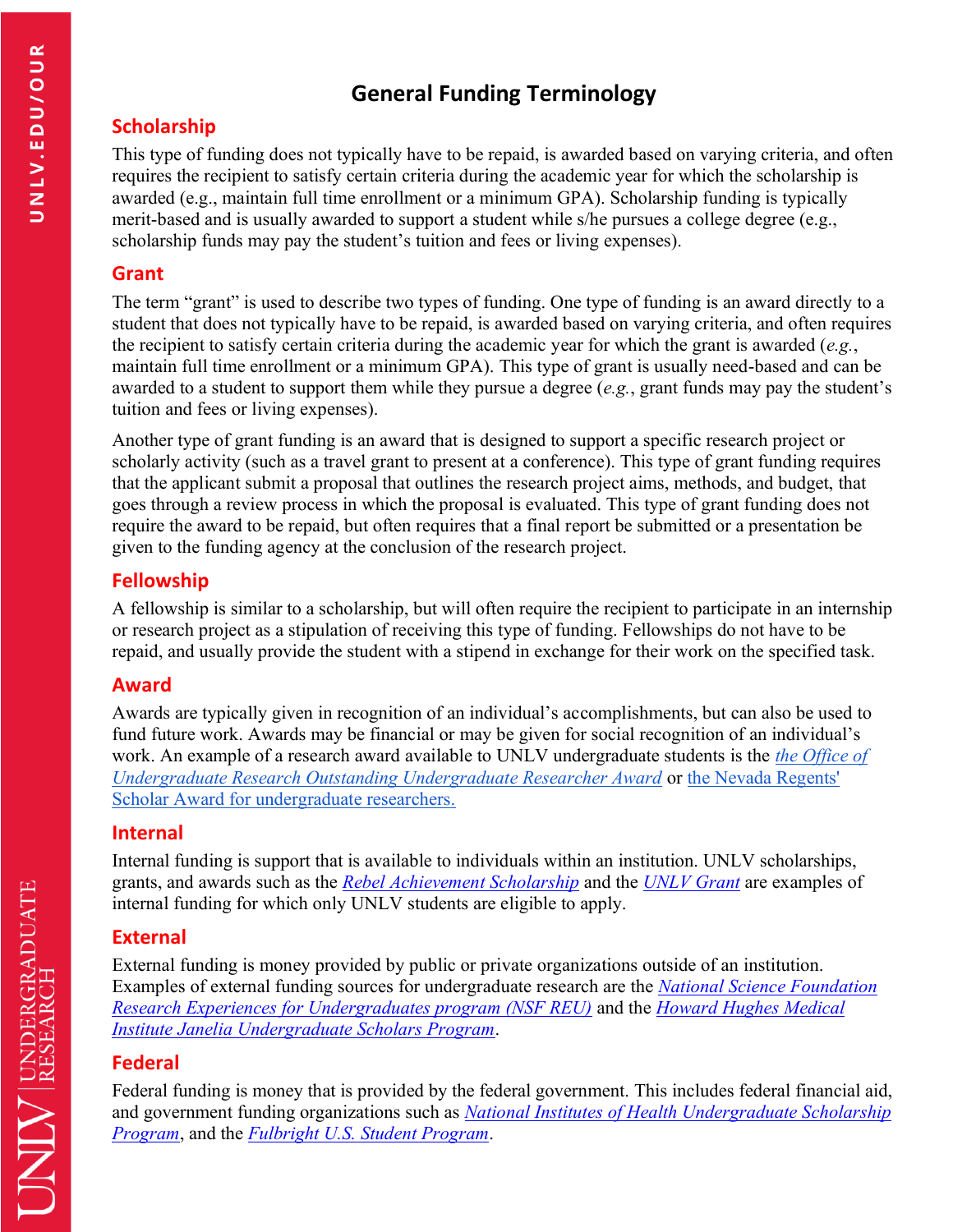# General Funding Terminology

## Scholarship

This type of funding does not typically have to be repaid, is awarded based on varying criteria, and often requires the recipient to satisfy certain criteria during the academic year for which the scholarship is awarded (e.g., maintain full time enrollment or a minimum GPA). Scholarship funding is typically merit-based and is usually awarded to support a student while s/he pursues a college degree (e.g., scholarship funds may pay the student's tuition and fees or living expenses).

## Grant

The term "grant" is used to describe two types of funding. One type of funding is an award directly to a student that does not typically have to be repaid, is awarded based on varying criteria, and often requires the recipient to satisfy certain criteria during the academic year for which the grant is awarded (*e.g.*, maintain full time enrollment or a minimum GPA). This type of grant is usually need-based and can be awarded to a student to support them while they pursue a degree (*e.g.*, grant funds may pay the student's tuition and fees or living expenses).

Another type of grant funding is an award that is designed to support a specific research project or scholarly activity (such as a travel grant to present at a conference). This type of grant funding requires that the applicant submit a proposal that outlines the research project aims, methods, and budget, that goes through a review process in which the proposal is evaluated. This type of grant funding does not require the award to be repaid, but often requires that a final report be submitted or a presentation be given to the funding agency at the conclusion of the research project.

## Fellowship

A fellowship is similar to a scholarship, but will often require the recipient to participate in an internship or research project as a stipulation of receiving this type of funding. Fellowships do not have to be repaid, and usually provide the student with a stipend in exchange for their work on the specified task.

## Award

Awards are typically given in recognition of an individual's accomplishments, but can also be used to fund future work. Awards may be financial or may be given for social recognition of an individual's work. An example of a research award available to UNLV undergraduate students is the *the Office of Undergraduate Research Outstanding Undergraduate Researcher Award* or the Nevada Regents' Scholar Award for undergraduate researchers.

## Internal

Internal funding is support that is available to individuals within an institution. UNLV scholarships, grants, and awards such as the *Rebel Achievement Scholarship* and the *UNLV Grant* are examples of internal funding for which only UNLV students are eligible to apply.

## External

External funding is money provided by public or private organizations outside of an institution. Examples of external funding sources for undergraduate research are the *National Science Foundation Research Experiences for Undergraduates program (NSF REU)* and the *Howard Hughes Medical Institute Janelia Undergraduate Scholars Program*.

## Federal

Federal funding is money that is provided by the federal government. This includes federal financial aid, and government funding organizations such as *National Institutes of Health Undergraduate Scholarship Program*, and the *Fulbright U.S. Student Program*.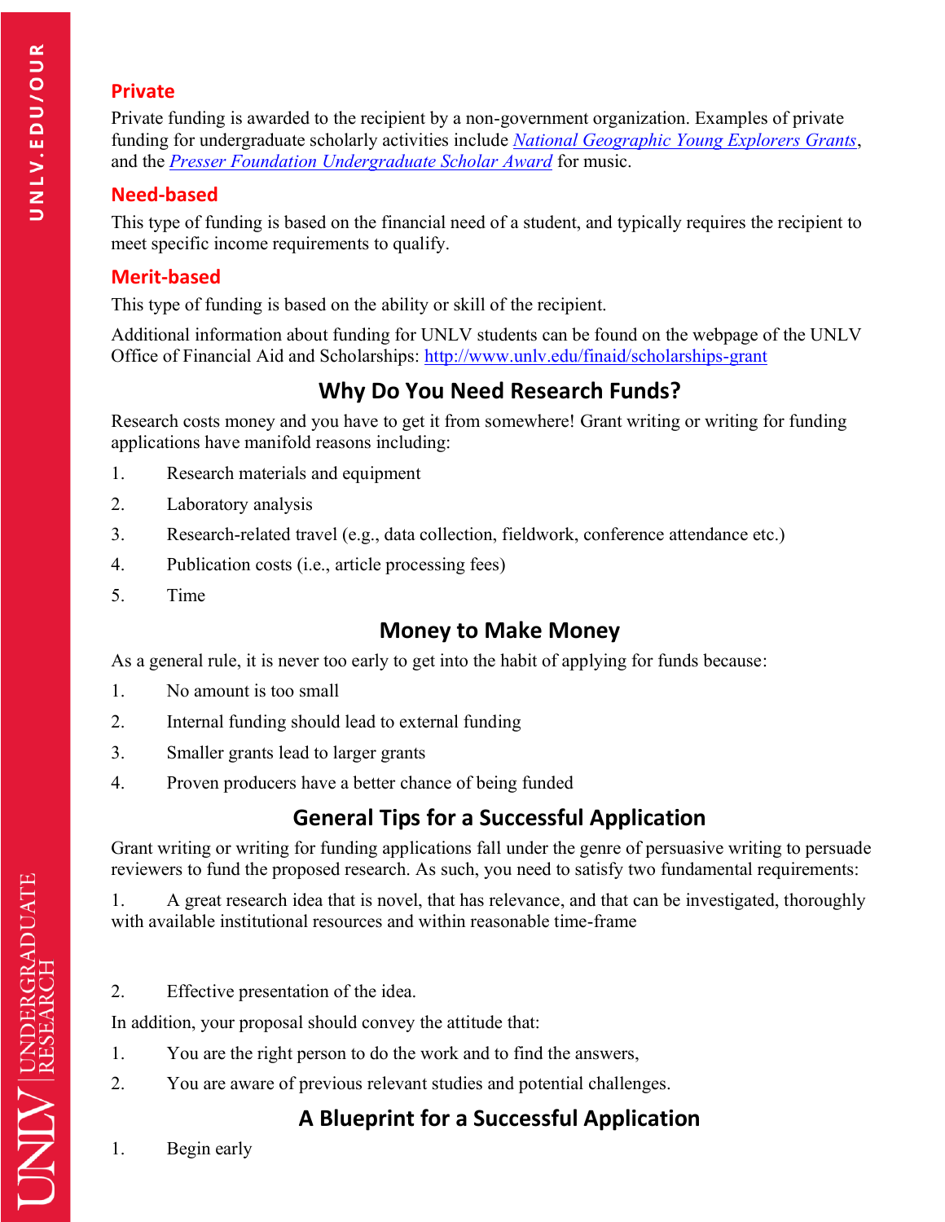### Private

Private funding is awarded to the recipient by a non-government organization. Examples of private funding for undergraduate scholarly activities include *National Geographic Young Explorers Grants*, and the *Presser Foundation Undergraduate Scholar Award* for music.

### Need-based

This type of funding is based on the financial need of a student, and typically requires the recipient to meet specific income requirements to qualify.

### Merit-based

This type of funding is based on the ability or skill of the recipient.

Additional information about funding for UNLV students can be found on the webpage of the UNLV Office of Financial Aid and Scholarships: http://www.unlv.edu/finaid/scholarships-grant

## Why Do You Need Research Funds?

Research costs money and you have to get it from somewhere! Grant writing or writing for funding applications have manifold reasons including:

1. Research materials and equipment
2. Laboratory analysis
3. Research-related travel (e.g., data collection, fieldwork, conference attendance etc.)
4. Publication costs (i.e., article processing fees)
5. Time

## Money to Make Money

As a general rule, it is never too early to get into the habit of applying for funds because:

1. No amount is too small
2. Internal funding should lead to external funding
3. Smaller grants lead to larger grants
4. Proven producers have a better chance of being funded

## General Tips for a Successful Application

Grant writing or writing for funding applications fall under the genre of persuasive writing to persuade reviewers to fund the proposed research. As such, you need to satisfy two fundamental requirements:

1. A great research idea that is novel, that has relevance, and that can be investigated, thoroughly with available institutional resources and within reasonable time-frame
2. Effective presentation of the idea.

In addition, your proposal should convey the attitude that:

1. You are the right person to do the work and to find the answers,
2. You are aware of previous relevant studies and potential challenges.

## A Blueprint for a Successful Application

1. Begin early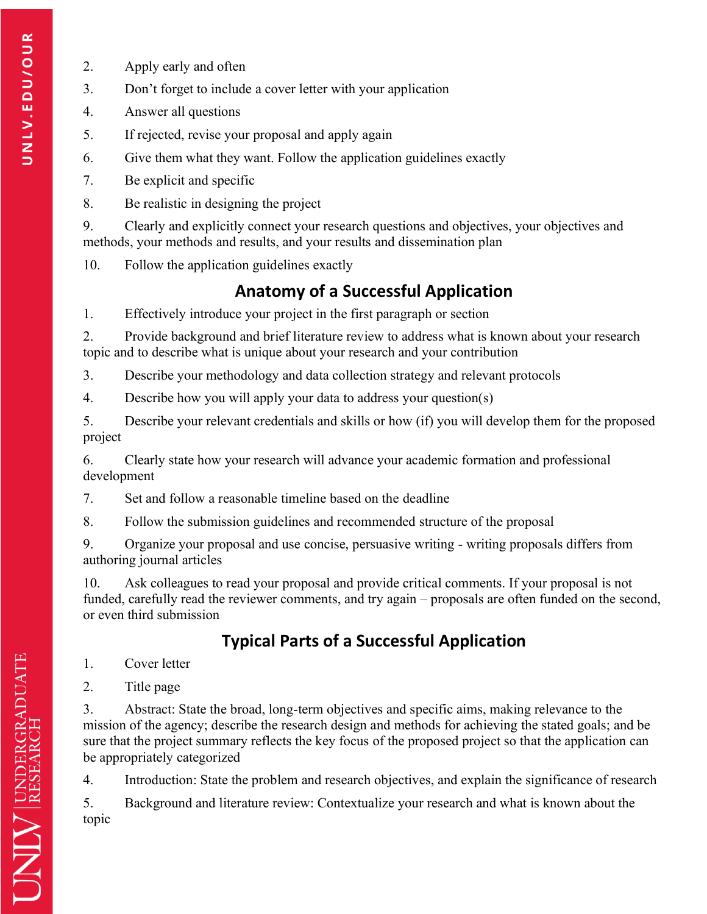2. Apply early and often
3. Don't forget to include a cover letter with your application
4. Answer all questions
5. If rejected, revise your proposal and apply again
6. Give them what they want. Follow the application guidelines exactly
7. Be explicit and specific
8. Be realistic in designing the project
9. Clearly and explicitly connect your research questions and objectives, your objectives and methods, your methods and results, and your results and dissemination plan
10. Follow the application guidelines exactly

## Anatomy of a Successful Application

1. Effectively introduce your project in the first paragraph or section
2. Provide background and brief literature review to address what is known about your research topic and to describe what is unique about your research and your contribution
3. Describe your methodology and data collection strategy and relevant protocols
4. Describe how you will apply your data to address your question(s)
5. Describe your relevant credentials and skills or how (if) you will develop them for the proposed project
6. Clearly state how your research will advance your academic formation and professional development
7. Set and follow a reasonable timeline based on the deadline
8. Follow the submission guidelines and recommended structure of the proposal
9. Organize your proposal and use concise, persuasive writing - writing proposals differs from authoring journal articles
10. Ask colleagues to read your proposal and provide critical comments. If your proposal is not funded, carefully read the reviewer comments, and try again – proposals are often funded on the second, or even third submission

## Typical Parts of a Successful Application

1. Cover letter
2. Title page
3. Abstract: State the broad, long-term objectives and specific aims, making relevance to the mission of the agency; describe the research design and methods for achieving the stated goals; and be sure that the project summary reflects the key focus of the proposed project so that the application can be appropriately categorized
4. Introduction: State the problem and research objectives, and explain the significance of research
5. Background and literature review: Contextualize your research and what is known about the topic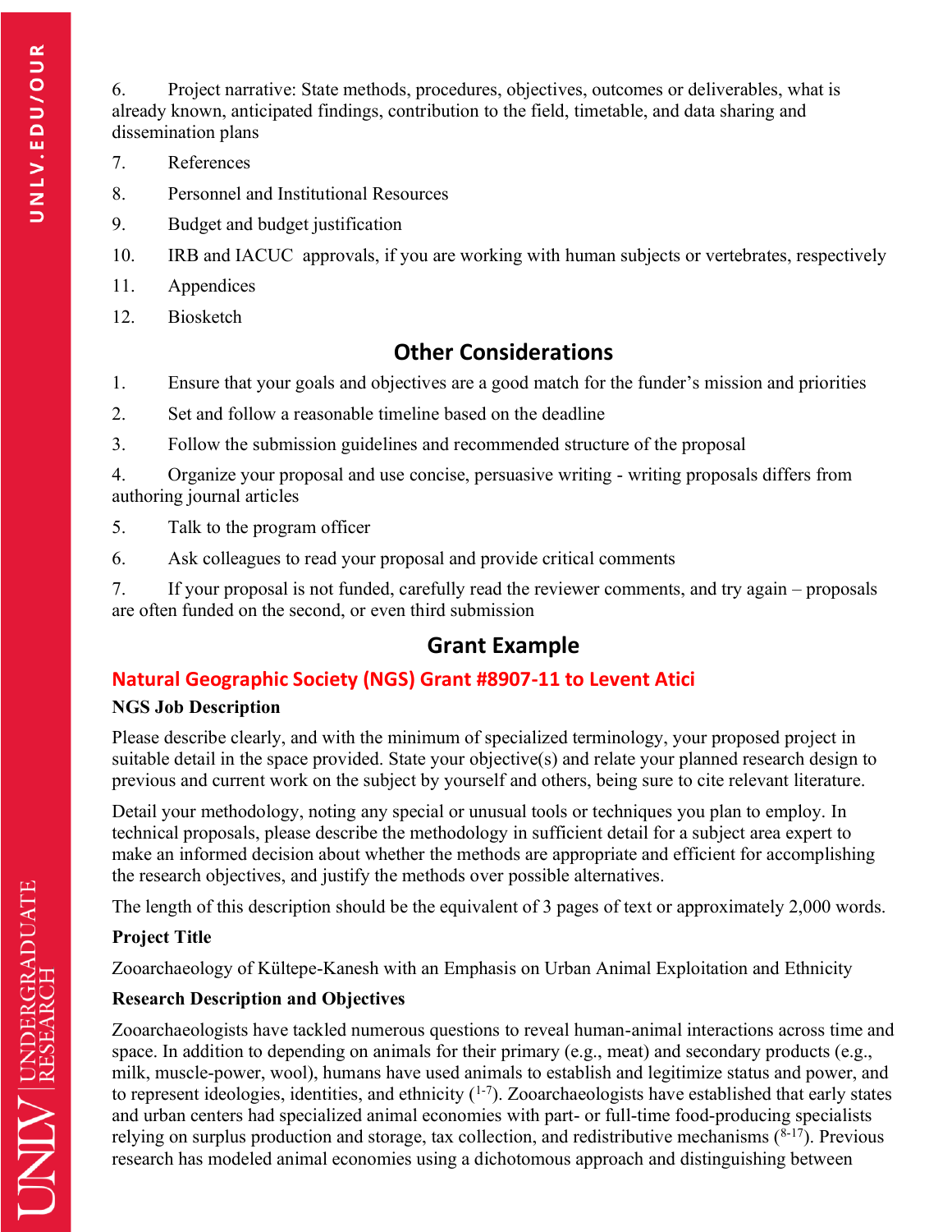6. Project narrative: State methods, procedures, objectives, outcomes or deliverables, what is already known, anticipated findings, contribution to the field, timetable, and data sharing and dissemination plans
7. References
8. Personnel and Institutional Resources
9. Budget and budget justification
10. IRB and IACUC approvals, if you are working with human subjects or vertebrates, respectively
11. Appendices
12. Biosketch

## Other Considerations

1. Ensure that your goals and objectives are a good match for the funder's mission and priorities
2. Set and follow a reasonable timeline based on the deadline
3. Follow the submission guidelines and recommended structure of the proposal
4. Organize your proposal and use concise, persuasive writing - writing proposals differs from authoring journal articles
5. Talk to the program officer
6. Ask colleagues to read your proposal and provide critical comments
7. If your proposal is not funded, carefully read the reviewer comments, and try again – proposals are often funded on the second, or even third submission

## Grant Example

### Natural Geographic Society (NGS) Grant #8907-11 to Levent Atici

**NGS Job Description**

Please describe clearly, and with the minimum of specialized terminology, your proposed project in suitable detail in the space provided. State your objective(s) and relate your planned research design to previous and current work on the subject by yourself and others, being sure to cite relevant literature.

Detail your methodology, noting any special or unusual tools or techniques you plan to employ. In technical proposals, please describe the methodology in sufficient detail for a subject area expert to make an informed decision about whether the methods are appropriate and efficient for accomplishing the research objectives, and justify the methods over possible alternatives.

The length of this description should be the equivalent of 3 pages of text or approximately 2,000 words.

**Project Title**

Zooarchaeology of Kültepe-Kanesh with an Emphasis on Urban Animal Exploitation and Ethnicity

**Research Description and Objectives**

Zooarchaeologists have tackled numerous questions to reveal human-animal interactions across time and space. In addition to depending on animals for their primary (e.g., meat) and secondary products (e.g., milk, muscle-power, wool), humans have used animals to establish and legitimize status and power, and to represent ideologies, identities, and ethnicity ([1-7]). Zooarchaeologists have established that early states and urban centers had specialized animal economies with part- or full-time food-producing specialists relying on surplus production and storage, tax collection, and redistributive mechanisms ([8-17]). Previous research has modeled animal economies using a dichotomous approach and distinguishing between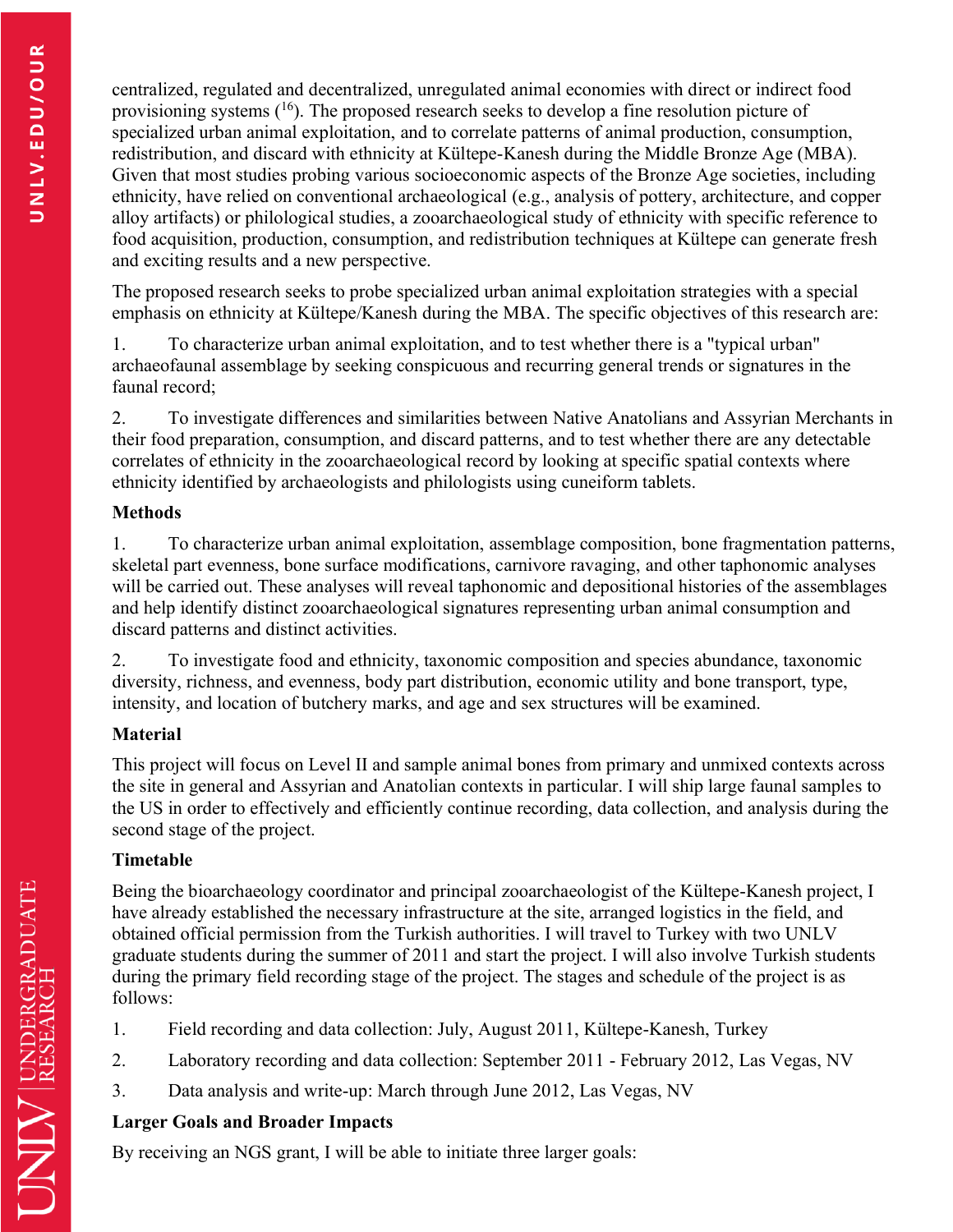centralized, regulated and decentralized, unregulated animal economies with direct or indirect food provisioning systems ([16]). The proposed research seeks to develop a fine resolution picture of specialized urban animal exploitation, and to correlate patterns of animal production, consumption, redistribution, and discard with ethnicity at Kültepe-Kanesh during the Middle Bronze Age (MBA). Given that most studies probing various socioeconomic aspects of the Bronze Age societies, including ethnicity, have relied on conventional archaeological (e.g., analysis of pottery, architecture, and copper alloy artifacts) or philological studies, a zooarchaeological study of ethnicity with specific reference to food acquisition, production, consumption, and redistribution techniques at Kültepe can generate fresh and exciting results and a new perspective.

The proposed research seeks to probe specialized urban animal exploitation strategies with a special emphasis on ethnicity at Kültepe/Kanesh during the MBA. The specific objectives of this research are:

1. To characterize urban animal exploitation, and to test whether there is a "typical urban" archaeofaunal assemblage by seeking conspicuous and recurring general trends or signatures in the faunal record;

2. To investigate differences and similarities between Native Anatolians and Assyrian Merchants in their food preparation, consumption, and discard patterns, and to test whether there are any detectable correlates of ethnicity in the zooarchaeological record by looking at specific spatial contexts where ethnicity identified by archaeologists and philologists using cuneiform tablets.

**Methods**

1. To characterize urban animal exploitation, assemblage composition, bone fragmentation patterns, skeletal part evenness, bone surface modifications, carnivore ravaging, and other taphonomic analyses will be carried out. These analyses will reveal taphonomic and depositional histories of the assemblages and help identify distinct zooarchaeological signatures representing urban animal consumption and discard patterns and distinct activities.

2. To investigate food and ethnicity, taxonomic composition and species abundance, taxonomic diversity, richness, and evenness, body part distribution, economic utility and bone transport, type, intensity, and location of butchery marks, and age and sex structures will be examined.

**Material**

This project will focus on Level II and sample animal bones from primary and unmixed contexts across the site in general and Assyrian and Anatolian contexts in particular. I will ship large faunal samples to the US in order to effectively and efficiently continue recording, data collection, and analysis during the second stage of the project.

**Timetable**

Being the bioarchaeology coordinator and principal zooarchaeologist of the Kültepe-Kanesh project, I have already established the necessary infrastructure at the site, arranged logistics in the field, and obtained official permission from the Turkish authorities. I will travel to Turkey with two UNLV graduate students during the summer of 2011 and start the project. I will also involve Turkish students during the primary field recording stage of the project. The stages and schedule of the project is as follows:

1. Field recording and data collection: July, August 2011, Kültepe-Kanesh, Turkey

2. Laboratory recording and data collection: September 2011 - February 2012, Las Vegas, NV

3. Data analysis and write-up: March through June 2012, Las Vegas, NV

**Larger Goals and Broader Impacts**

By receiving an NGS grant, I will be able to initiate three larger goals: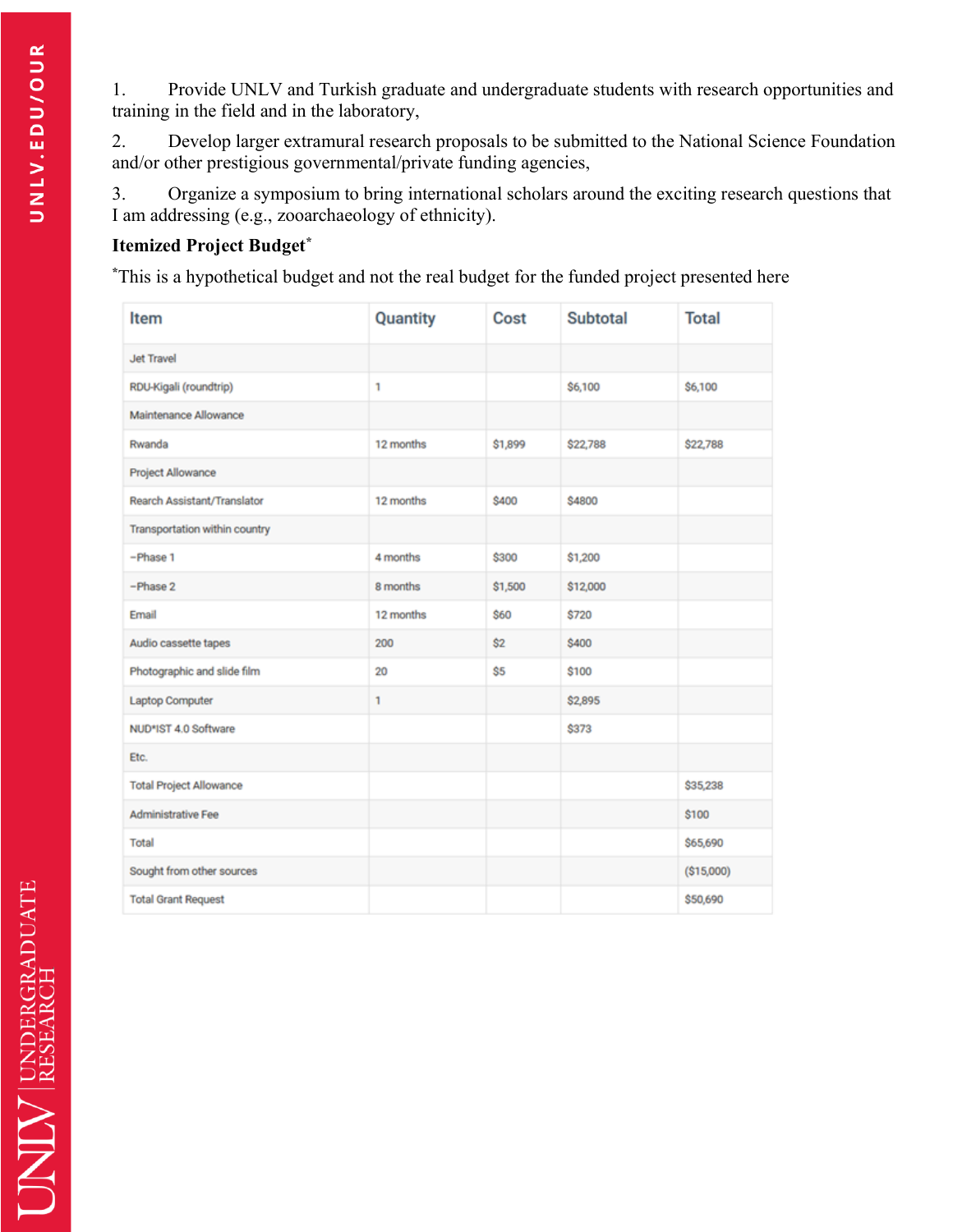1. Provide UNLV and Turkish graduate and undergraduate students with research opportunities and training in the field and in the laboratory,

2. Develop larger extramural research proposals to be submitted to the National Science Foundation and/or other prestigious governmental/private funding agencies,

3. Organize a symposium to bring international scholars around the exciting research questions that I am addressing (e.g., zooarchaeology of ethnicity).

**Itemized Project Budget***

*This is a hypothetical budget and not the real budget for the funded project presented here

| Item | Quantity | Cost | Subtotal | Total |
|---|---|---|---|---|
| Jet Travel | | | | |
| RDU-Kigali (roundtrip) | 1 | | $6,100 | $6,100 |
| Maintenance Allowance | | | | |
| Rwanda | 12 months | $1,899 | $22,788 | $22,788 |
| Project Allowance | | | | |
| Rearch Assistant/Translator | 12 months | $400 | $4800 | |
| Transportation within country | | | | |
| –Phase 1 | 4 months | $300 | $1,200 | |
| –Phase 2 | 8 months | $1,500 | $12,000 | |
| Email | 12 months | $60 | $720 | |
| Audio cassette tapes | 200 | $2 | $400 | |
| Photographic and slide film | 20 | $5 | $100 | |
| Laptop Computer | 1 | | $2,895 | |
| NUD*IST 4.0 Software | | | $373 | |
| Etc. | | | | |
| Total Project Allowance | | | | $35,238 |
| Administrative Fee | | | | $100 |
| Total | | | | $65,690 |
| Sought from other sources | | | | ($15,000) |
| Total Grant Request | | | | $50,690 |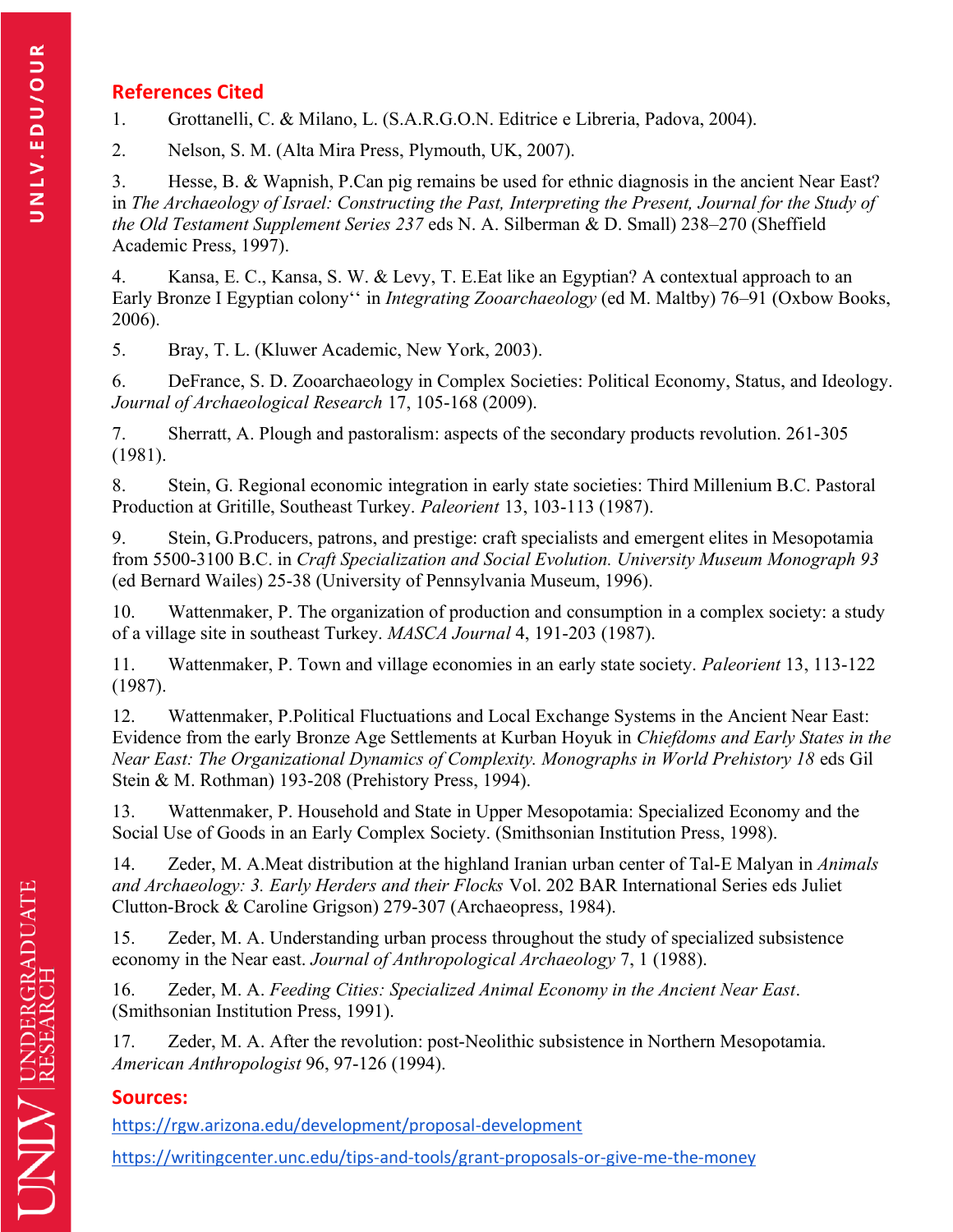## References Cited

1. Grottanelli, C. & Milano, L. (S.A.R.G.O.N. Editrice e Libreria, Padova, 2004).

2. Nelson, S. M. (Alta Mira Press, Plymouth, UK, 2007).

3. Hesse, B. & Wapnish, P.Can pig remains be used for ethnic diagnosis in the ancient Near East? in *The Archaeology of Israel: Constructing the Past, Interpreting the Present, Journal for the Study of the Old Testament Supplement Series 237* eds N. A. Silberman & D. Small) 238–270 (Sheffield Academic Press, 1997).

4. Kansa, E. C., Kansa, S. W. & Levy, T. E.Eat like an Egyptian? A contextual approach to an Early Bronze I Egyptian colony‘‘ in *Integrating Zooarchaeology* (ed M. Maltby) 76–91 (Oxbow Books, 2006).

5. Bray, T. L. (Kluwer Academic, New York, 2003).

6. DeFrance, S. D. Zooarchaeology in Complex Societies: Political Economy, Status, and Ideology. *Journal of Archaeological Research* 17, 105-168 (2009).

7. Sherratt, A. Plough and pastoralism: aspects of the secondary products revolution. 261-305 (1981).

8. Stein, G. Regional economic integration in early state societies: Third Millenium B.C. Pastoral Production at Gritille, Southeast Turkey. *Paleorient* 13, 103-113 (1987).

9. Stein, G.Producers, patrons, and prestige: craft specialists and emergent elites in Mesopotamia from 5500-3100 B.C. in *Craft Specialization and Social Evolution. University Museum Monograph 93* (ed Bernard Wailes) 25-38 (University of Pennsylvania Museum, 1996).

10. Wattenmaker, P. The organization of production and consumption in a complex society: a study of a village site in southeast Turkey. *MASCA Journal* 4, 191-203 (1987).

11. Wattenmaker, P. Town and village economies in an early state society. *Paleorient* 13, 113-122 (1987).

12. Wattenmaker, P.Political Fluctuations and Local Exchange Systems in the Ancient Near East: Evidence from the early Bronze Age Settlements at Kurban Hoyuk in *Chiefdoms and Early States in the Near East: The Organizational Dynamics of Complexity. Monographs in World Prehistory 18* eds Gil Stein & M. Rothman) 193-208 (Prehistory Press, 1994).

13. Wattenmaker, P. Household and State in Upper Mesopotamia: Specialized Economy and the Social Use of Goods in an Early Complex Society. (Smithsonian Institution Press, 1998).

14. Zeder, M. A.Meat distribution at the highland Iranian urban center of Tal-E Malyan in *Animals and Archaeology: 3. Early Herders and their Flocks* Vol. 202 BAR International Series eds Juliet Clutton-Brock & Caroline Grigson) 279-307 (Archaeopress, 1984).

15. Zeder, M. A. Understanding urban process throughout the study of specialized subsistence economy in the Near east. *Journal of Anthropological Archaeology* 7, 1 (1988).

16. Zeder, M. A. *Feeding Cities: Specialized Animal Economy in the Ancient Near East*. (Smithsonian Institution Press, 1991).

17. Zeder, M. A. After the revolution: post-Neolithic subsistence in Northern Mesopotamia. *American Anthropologist* 96, 97-126 (1994).

## Sources:

https://rgw.arizona.edu/development/proposal-development

https://writingcenter.unc.edu/tips-and-tools/grant-proposals-or-give-me-the-money